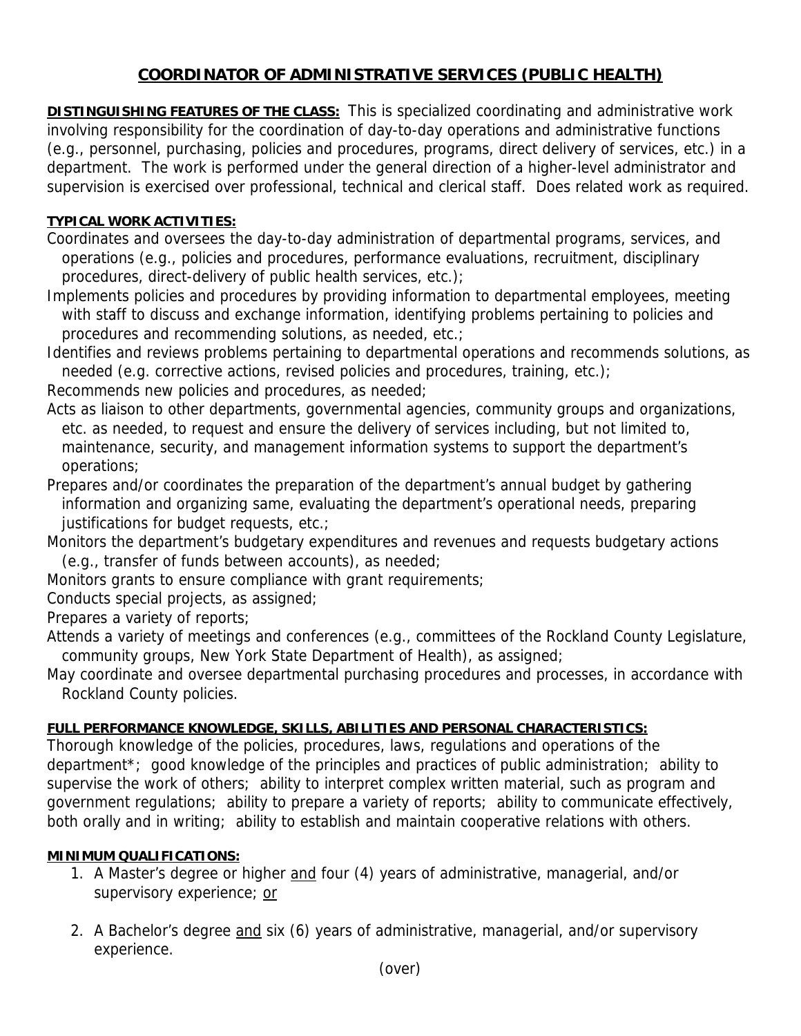# COORDINATOR OF ADMINISTRATIVE SERVICES (PUBLIC HEALTH)

**DISTINGUISHING FEATURES OF THE CLASS:** This is specialized coordinating and administrative work involving responsibility for the coordination of day-to-day operations and administrative functions (e.g., personnel, purchasing, policies and procedures, programs, direct delivery of services, etc.) in a department. The work is performed under the general direction of a higher-level administrator and supervision is exercised over professional, technical and clerical staff. Does related work as required.

**TYPICAL WORK ACTIVITIES:**

Coordinates and oversees the day-to-day administration of departmental programs, services, and operations (e.g., policies and procedures, performance evaluations, recruitment, disciplinary procedures, direct-delivery of public health services, etc.);

Implements policies and procedures by providing information to departmental employees, meeting with staff to discuss and exchange information, identifying problems pertaining to policies and procedures and recommending solutions, as needed, etc.;

Identifies and reviews problems pertaining to departmental operations and recommends solutions, as needed (e.g. corrective actions, revised policies and procedures, training, etc.);

Recommends new policies and procedures, as needed;

Acts as liaison to other departments, governmental agencies, community groups and organizations, etc. as needed, to request and ensure the delivery of services including, but not limited to, maintenance, security, and management information systems to support the department's operations;

Prepares and/or coordinates the preparation of the department's annual budget by gathering information and organizing same, evaluating the department's operational needs, preparing justifications for budget requests, etc.;

Monitors the department's budgetary expenditures and revenues and requests budgetary actions (e.g., transfer of funds between accounts), as needed;

Monitors grants to ensure compliance with grant requirements;

Conducts special projects, as assigned;

Prepares a variety of reports;

Attends a variety of meetings and conferences (e.g., committees of the Rockland County Legislature, community groups, New York State Department of Health), as assigned;

May coordinate and oversee departmental purchasing procedures and processes, in accordance with Rockland County policies.

**FULL PERFORMANCE KNOWLEDGE, SKILLS, ABILITIES AND PERSONAL CHARACTERISTICS:**

Thorough knowledge of the policies, procedures, laws, regulations and operations of the department*; good knowledge of the principles and practices of public administration; ability to supervise the work of others; ability to interpret complex written material, such as program and government regulations; ability to prepare a variety of reports; ability to communicate effectively, both orally and in writing; ability to establish and maintain cooperative relations with others.

**MINIMUM QUALIFICATIONS:**

1. A Master's degree or higher and four (4) years of administrative, managerial, and/or supervisory experience; or

2. A Bachelor's degree and six (6) years of administrative, managerial, and/or supervisory experience.

(over)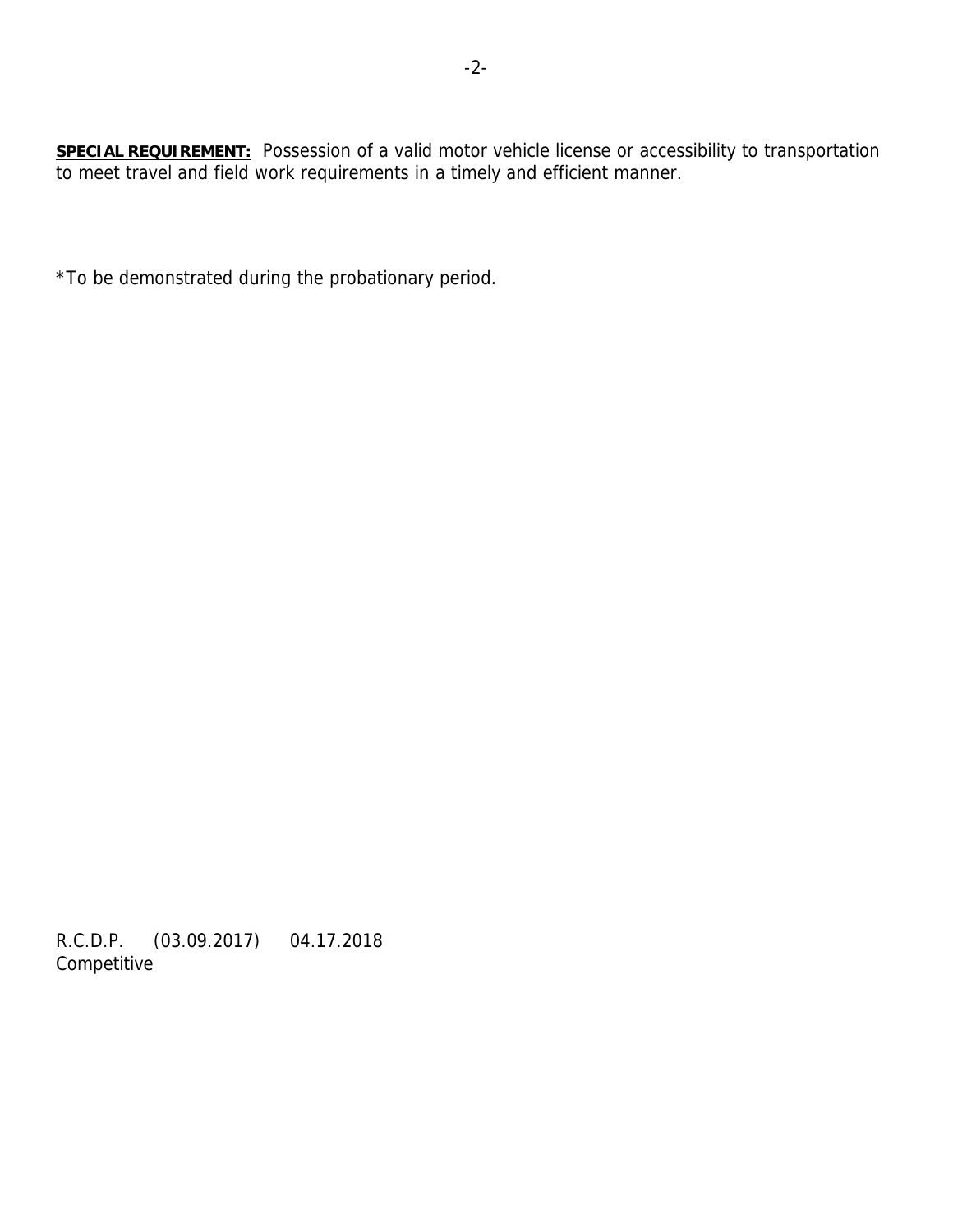**SPECIAL REQUIREMENT:** Possession of a valid motor vehicle license or accessibility to transportation to meet travel and field work requirements in a timely and efficient manner.

*To be demonstrated during the probationary period.

R.C.D.P. (03.09.2017) 04.17.2018
Competitive